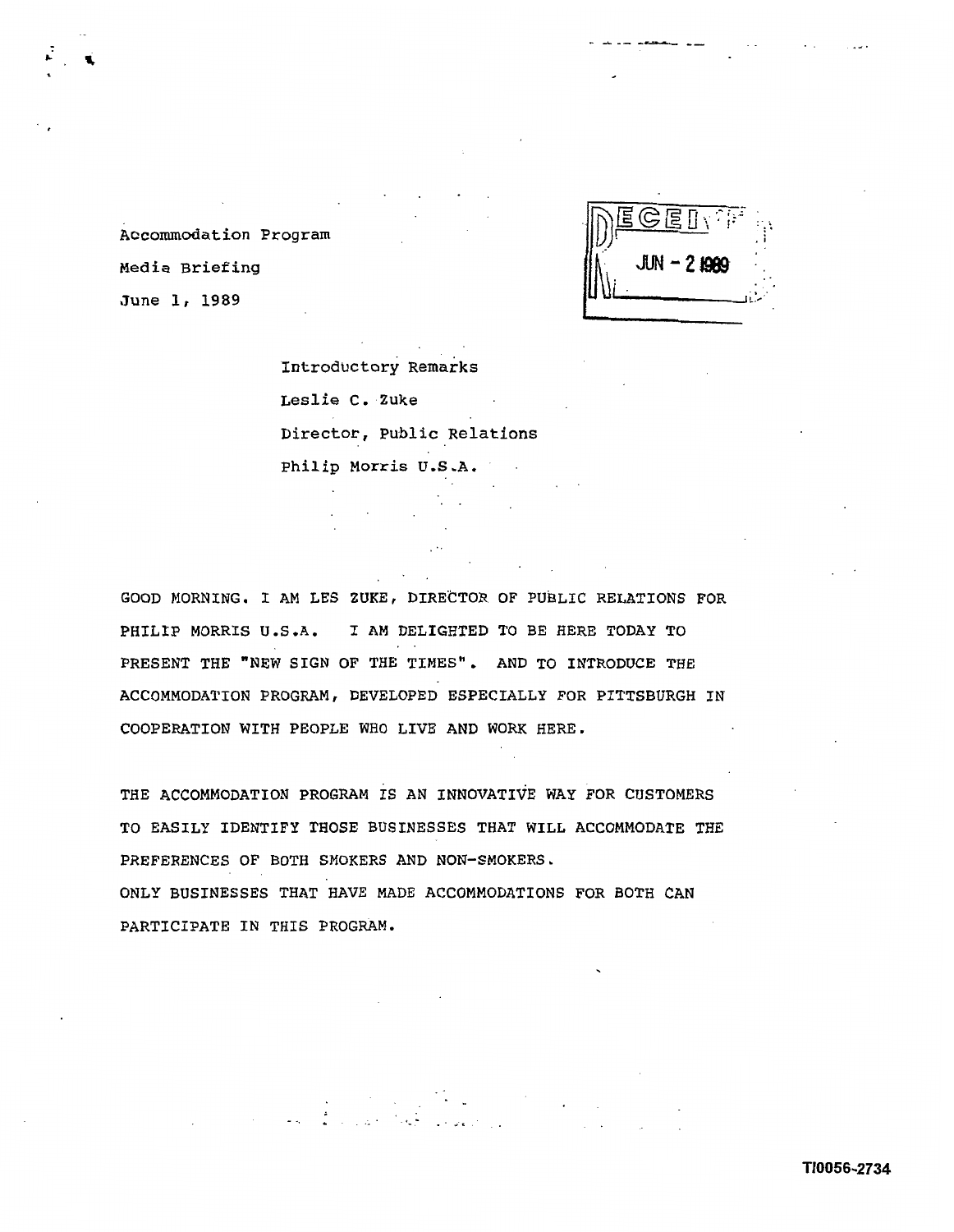Accommodation Program

Media Briefing

June 1, 1989

RECEIVED JUN - 2 1989

Introductory Remarks

Leslie C. Zuke

Director, Public Relations

Philip Morris U.S.A.

GOOD MORNING. I AM LES ZUKE, DIRECTOR OF PUBLIC RELATIONS FOR PHILIP MORRIS U.S.A. I AM DELIGHTED TO BE HERE TODAY TO PRESENT THE "NEW SIGN OF THE TIMES". AND TO INTRODUCE THE ACCOMMODATION PROGRAM, DEVELOPED ESPECIALLY FOR PITTSBURGH IN COOPERATION WITH PEOPLE WHO LIVE AND WORK HERE.

THE ACCOMMODATION PROGRAM IS AN INNOVATIVE WAY FOR CUSTOMERS TO EASILY IDENTIFY THOSE BUSINESSES THAT WILL ACCOMMODATE THE PREFERENCES OF BOTH SMOKERS AND NON-SMOKERS.
ONLY BUSINESSES THAT HAVE MADE ACCOMMODATIONS FOR BOTH CAN PARTICIPATE IN THIS PROGRAM.

TI0056-2734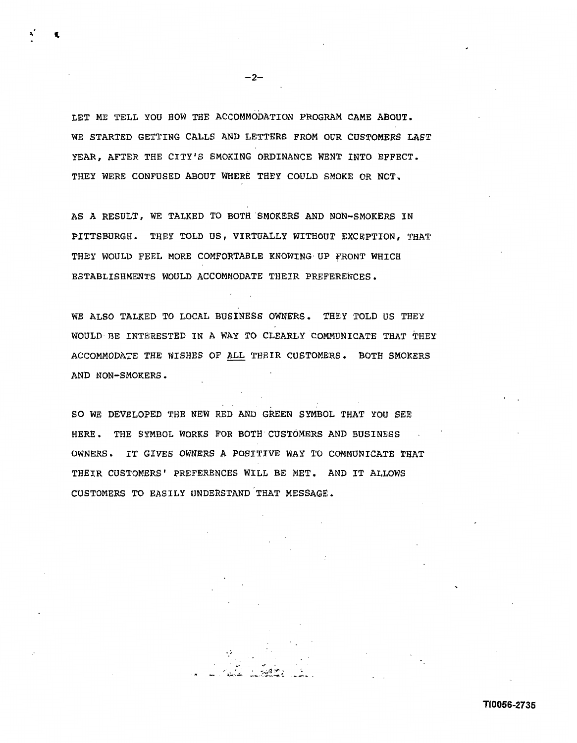LET ME TELL YOU HOW THE ACCOMMODATION PROGRAM CAME ABOUT. WE STARTED GETTING CALLS AND LETTERS FROM OUR CUSTOMERS LAST YEAR, AFTER THE CITY'S SMOKING ORDINANCE WENT INTO EFFECT. THEY WERE CONFUSED ABOUT WHERE THEY COULD SMOKE OR NOT.

AS A RESULT, WE TALKED TO BOTH SMOKERS AND NON-SMOKERS IN PITTSBURGH. THEY TOLD US, VIRTUALLY WITHOUT EXCEPTION, THAT THEY WOULD FEEL MORE COMFORTABLE KNOWING UP FRONT WHICH ESTABLISHMENTS WOULD ACCOMMODATE THEIR PREFERENCES.

WE ALSO TALKED TO LOCAL BUSINESS OWNERS. THEY TOLD US THEY WOULD BE INTERESTED IN A WAY TO CLEARLY COMMUNICATE THAT THEY ACCOMMODATE THE WISHES OF <u>ALL</u> THEIR CUSTOMERS. BOTH SMOKERS AND NON-SMOKERS.

SO WE DEVELOPED THE NEW RED AND GREEN SYMBOL THAT YOU SEE HERE. THE SYMBOL WORKS FOR BOTH CUSTOMERS AND BUSINESS OWNERS. IT GIVES OWNERS A POSITIVE WAY TO COMMUNICATE THAT THEIR CUSTOMERS' PREFERENCES WILL BE MET. AND IT ALLOWS CUSTOMERS TO EASILY UNDERSTAND THAT MESSAGE.

TI0056-2735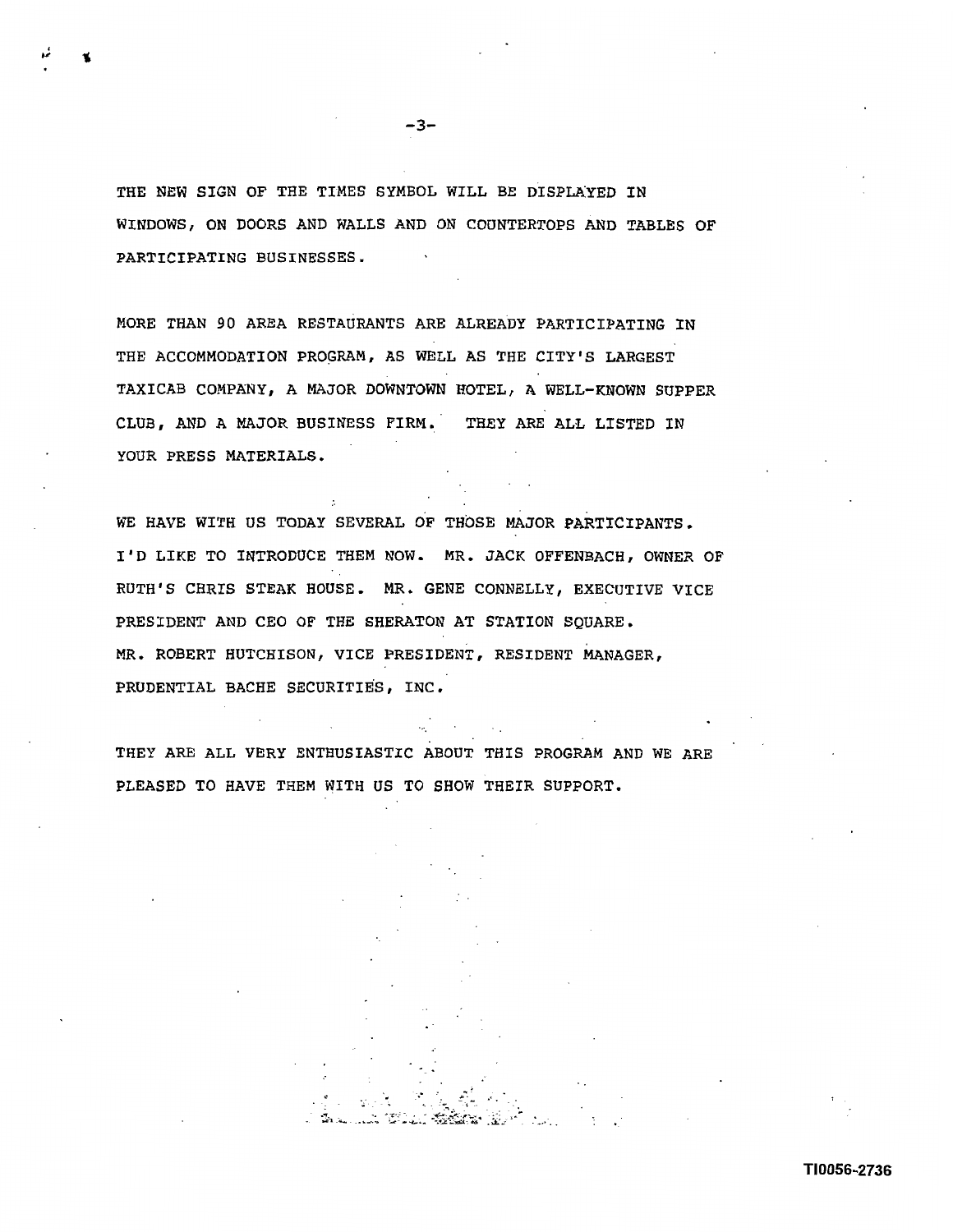THE NEW SIGN OF THE TIMES SYMBOL WILL BE DISPLAYED IN WINDOWS, ON DOORS AND WALLS AND ON COUNTERTOPS AND TABLES OF PARTICIPATING BUSINESSES.

MORE THAN 90 AREA RESTAURANTS ARE ALREADY PARTICIPATING IN THE ACCOMMODATION PROGRAM, AS WELL AS THE CITY'S LARGEST TAXICAB COMPANY, A MAJOR DOWNTOWN HOTEL, A WELL-KNOWN SUPPER CLUB, AND A MAJOR BUSINESS FIRM. THEY ARE ALL LISTED IN YOUR PRESS MATERIALS.

WE HAVE WITH US TODAY SEVERAL OF THOSE MAJOR PARTICIPANTS. I'D LIKE TO INTRODUCE THEM NOW. MR. JACK OFFENBACH, OWNER OF RUTH'S CHRIS STEAK HOUSE. MR. GENE CONNELLY, EXECUTIVE VICE PRESIDENT AND CEO OF THE SHERATON AT STATION SQUARE. MR. ROBERT HUTCHISON, VICE PRESIDENT, RESIDENT MANAGER, PRUDENTIAL BACHE SECURITIES, INC.

THEY ARE ALL VERY ENTHUSIASTIC ABOUT THIS PROGRAM AND WE ARE PLEASED TO HAVE THEM WITH US TO SHOW THEIR SUPPORT.

TI0056-2736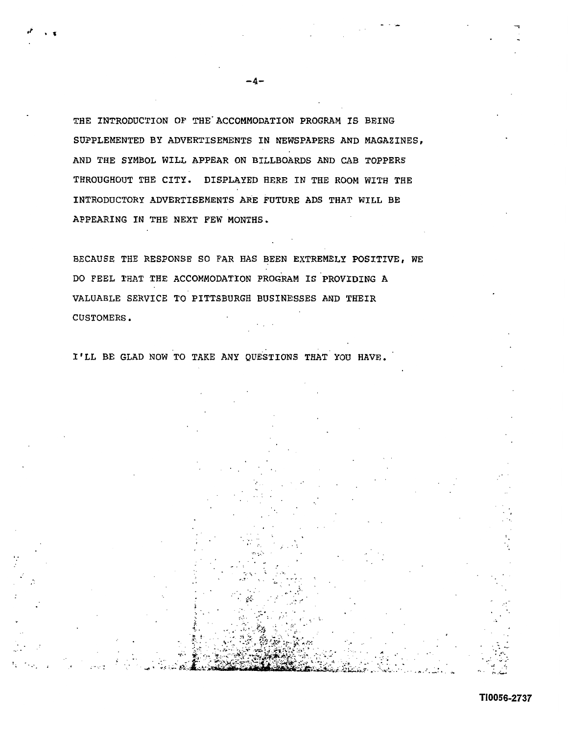THE INTRODUCTION OF THE ACCOMMODATION PROGRAM IS BEING SUPPLEMENTED BY ADVERTISEMENTS IN NEWSPAPERS AND MAGAZINES, AND THE SYMBOL WILL APPEAR ON BILLBOARDS AND CAB TOPPERS THROUGHOUT THE CITY. DISPLAYED HERE IN THE ROOM WITH THE INTRODUCTORY ADVERTISEMENTS ARE FUTURE ADS THAT WILL BE APPEARING IN THE NEXT FEW MONTHS.

BECAUSE THE RESPONSE SO FAR HAS BEEN EXTREMELY POSITIVE, WE DO FEEL THAT THE ACCOMMODATION PROGRAM IS PROVIDING A VALUABLE SERVICE TO PITTSBURGH BUSINESSES AND THEIR CUSTOMERS.

I'LL BE GLAD NOW TO TAKE ANY QUESTIONS THAT YOU HAVE.

TI0056-2737